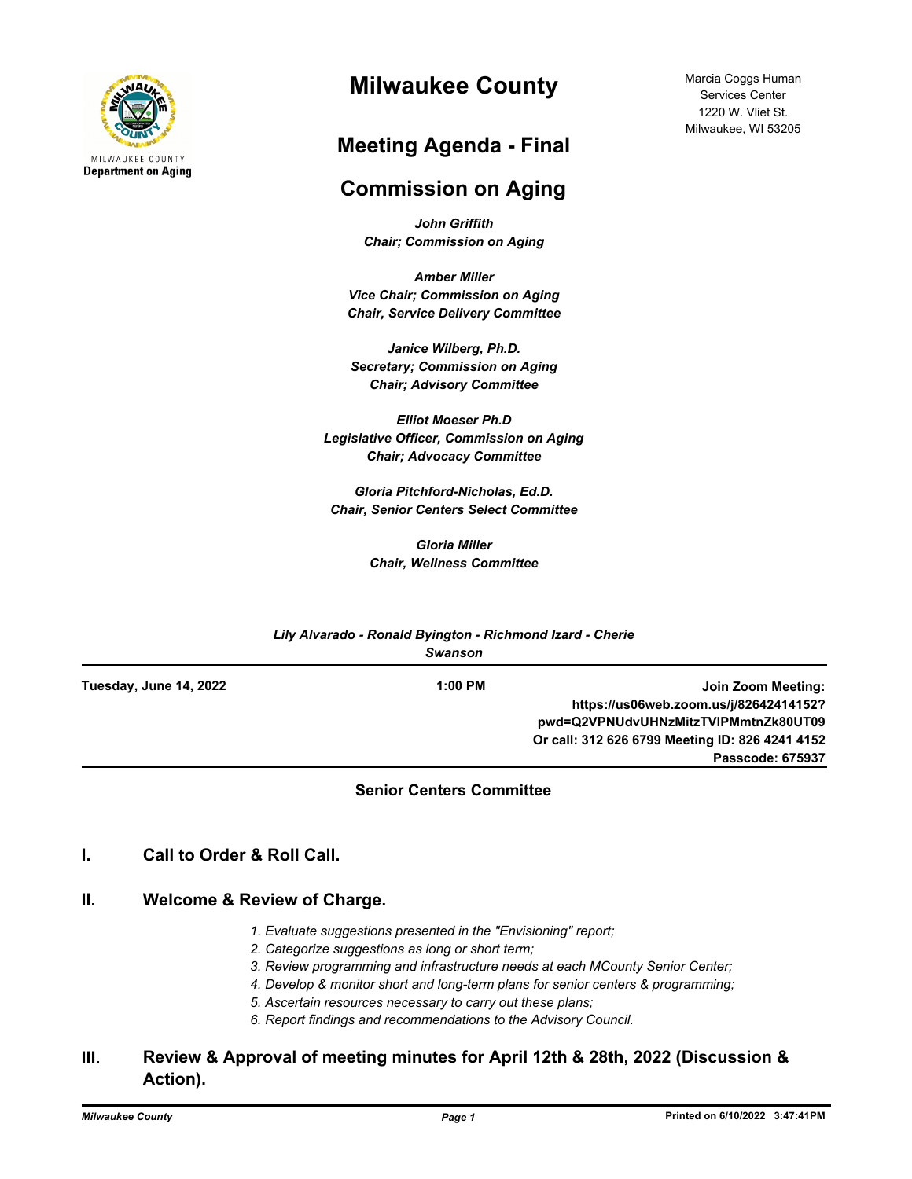MILWAUKEE COUNTY
**Department on Aging**

# Milwaukee County

Marcia Coggs Human Services Center
1220 W. Vliet St.
Milwaukee, WI 53205

## Meeting Agenda - Final

## Commission on Aging

***John Griffith***
***Chair; Commission on Aging***

***Amber Miller***
***Vice Chair; Commission on Aging***
***Chair, Service Delivery Committee***

***Janice Wilberg, Ph.D.***
***Secretary; Commission on Aging***
***Chair; Advisory Committee***

***Elliot Moeser Ph.D***
***Legislative Officer, Commission on Aging***
***Chair; Advocacy Committee***

***Gloria Pitchford-Nicholas, Ed.D.***
***Chair, Senior Centers Select Committee***

***Gloria Miller***
***Chair, Wellness Committee***

***Lily Alvarado - Ronald Byington - Richmond Izard - Cherie Swanson***

**Tuesday, June 14, 2022** **1:00 PM**

**Join Zoom Meeting: https://us06web.zoom.us/j/82642414152?pwd=Q2VPNUdvUHNzMitzTVlPMmtnZk80UT09**
**Or call: 312 626 6799 Meeting ID: 826 4241 4152**
**Passcode: 675937**

### Senior Centers Committee

## I. Call to Order & Roll Call.

## II. Welcome & Review of Charge.

*1. Evaluate suggestions presented in the "Envisioning" report;*
*2. Categorize suggestions as long or short term;*
*3. Review programming and infrastructure needs at each MCounty Senior Center;*
*4. Develop & monitor short and long-term plans for senior centers & programming;*
*5. Ascertain resources necessary to carry out these plans;*
*6. Report findings and recommendations to the Advisory Council.*

## III. Review & Approval of meeting minutes for April 12th & 28th, 2022 (Discussion & Action).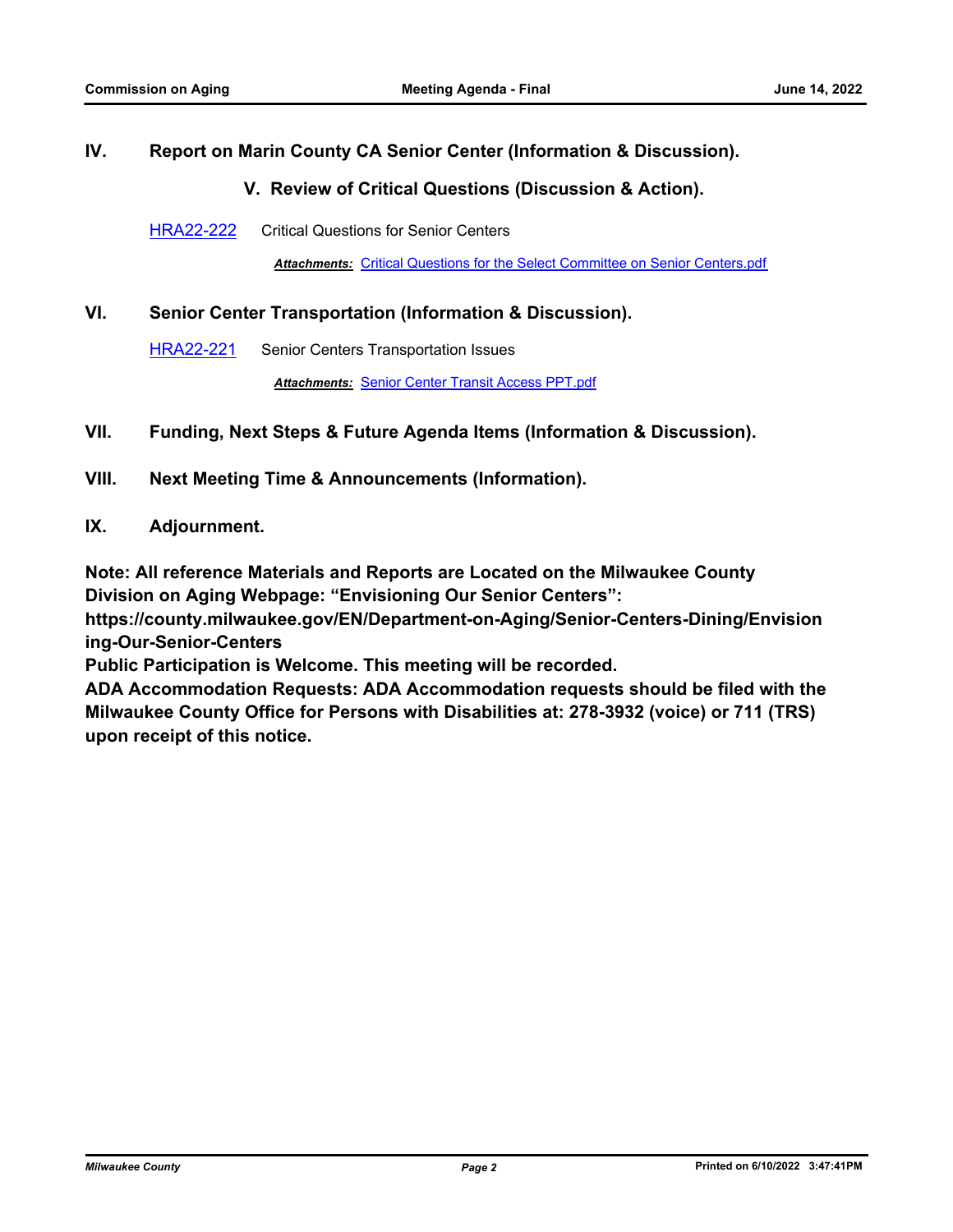**IV. Report on Marin County CA Senior Center (Information & Discussion).**

**V. Review of Critical Questions (Discussion & Action).**

HRA22-222 Critical Questions for Senior Centers

***Attachments:*** Critical Questions for the Select Committee on Senior Centers.pdf

**VI. Senior Center Transportation (Information & Discussion).**

HRA22-221 Senior Centers Transportation Issues

***Attachments:*** Senior Center Transit Access PPT.pdf

**VII. Funding, Next Steps & Future Agenda Items (Information & Discussion).**

**VIII. Next Meeting Time & Announcements (Information).**

**IX. Adjournment.**

**Note: All reference Materials and Reports are Located on the Milwaukee County Division on Aging Webpage: "Envisioning Our Senior Centers": https://county.milwaukee.gov/EN/Department-on-Aging/Senior-Centers-Dining/Envisioning-Our-Senior-Centers**
**Public Participation is Welcome. This meeting will be recorded.**
**ADA Accommodation Requests: ADA Accommodation requests should be filed with the Milwaukee County Office for Persons with Disabilities at: 278-3932 (voice) or 711 (TRS) upon receipt of this notice.**